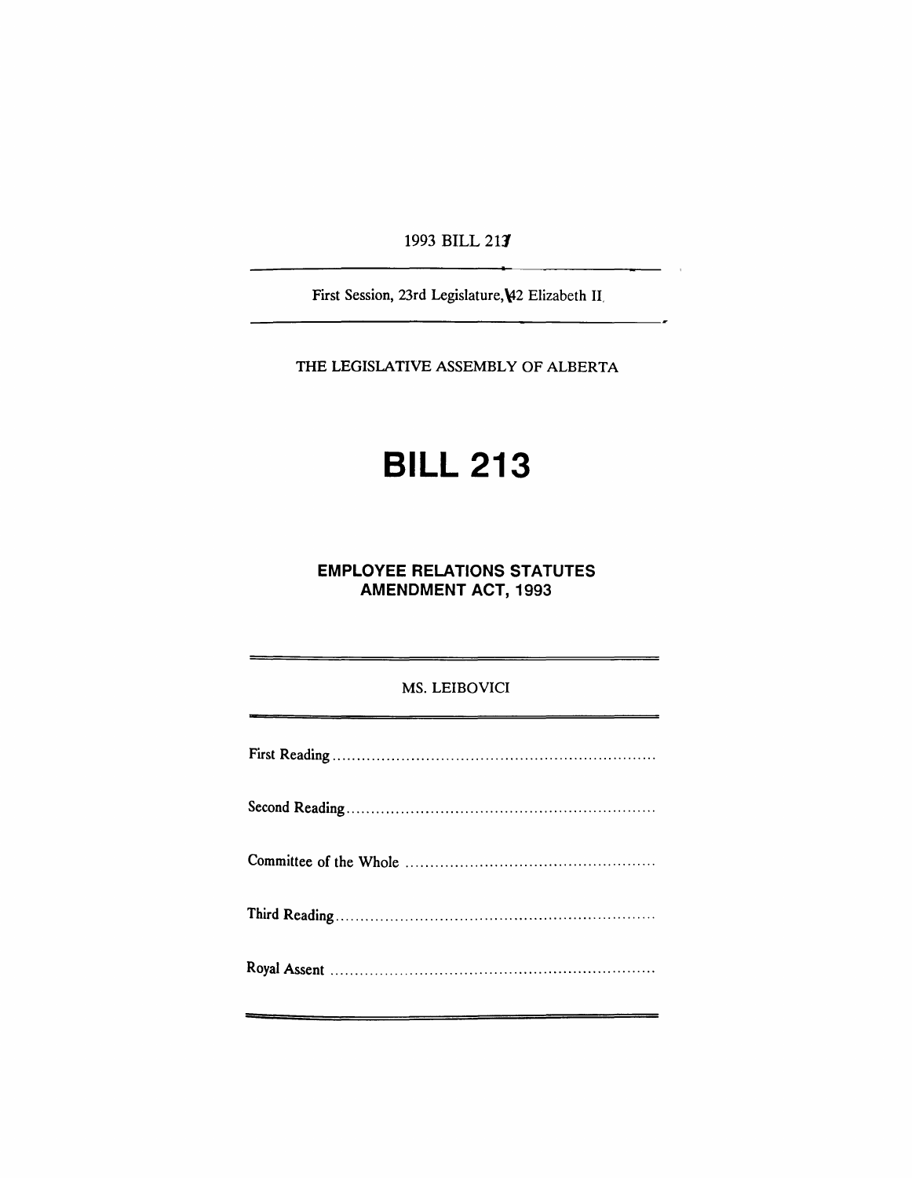1993 BILL 213

First Session, 23rd Legislature, 42 Elizabeth II

THE LEGISLATIVE ASSEMBLY OF ALBERTA

# BILL 213

## EMPLOYEE RELATIONS STATUTES AMENDMENT ACT, 1993

MS. LEIBOVICI

First Reading ..................................................................

Second Reading ..............................................................

Committee of the Whole ..................................................

Third Reading ................................................................

Royal Assent ..................................................................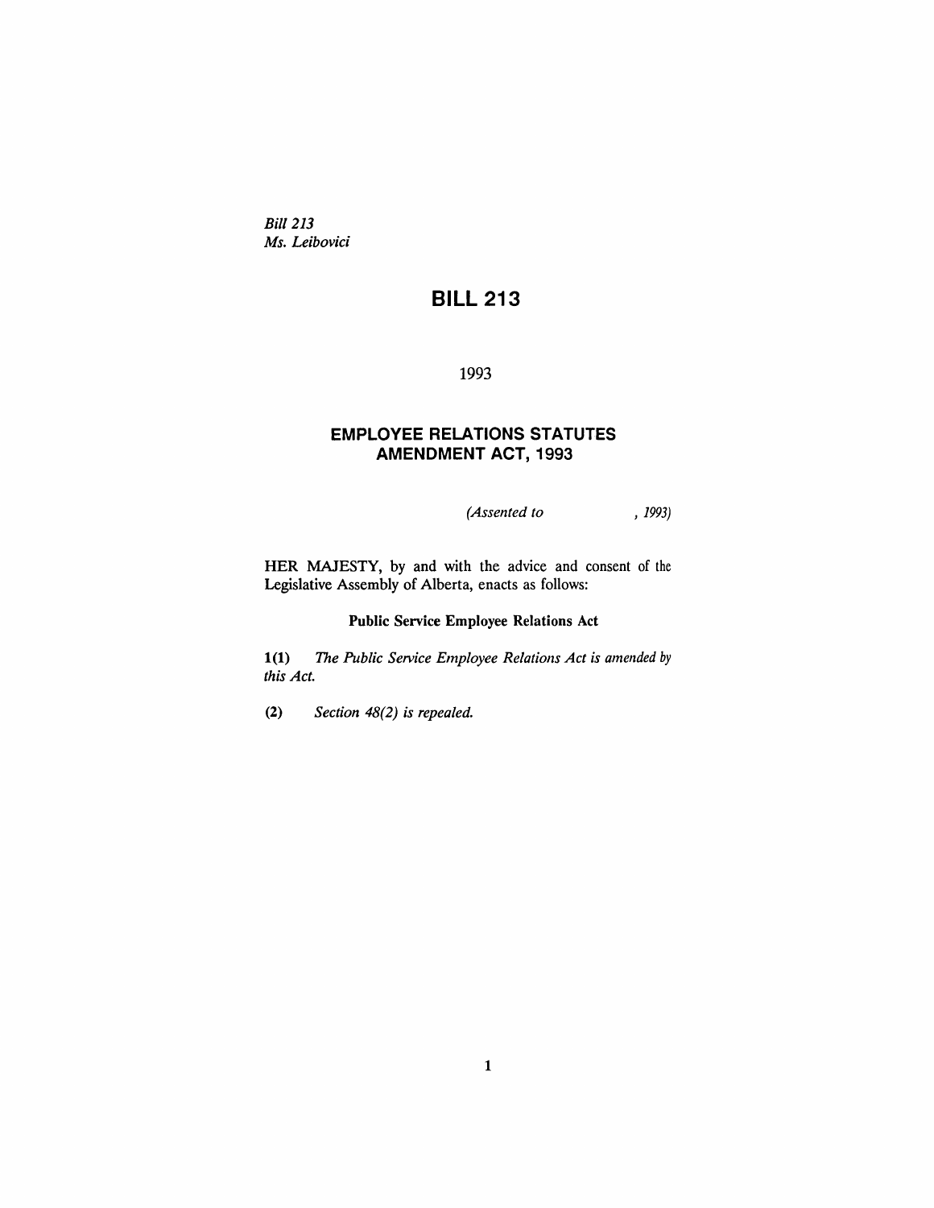*Bill 213*
*Ms. Leibovici*

# BILL 213

1993

## EMPLOYEE RELATIONS STATUTES AMENDMENT ACT, 1993

*(Assented to , 1993)*

HER MAJESTY, by and with the advice and consent of the Legislative Assembly of Alberta, enacts as follows:

**Public Service Employee Relations Act**

**1(1)** *The Public Service Employee Relations Act is amended by this Act.*

**(2)** *Section 48(2) is repealed.*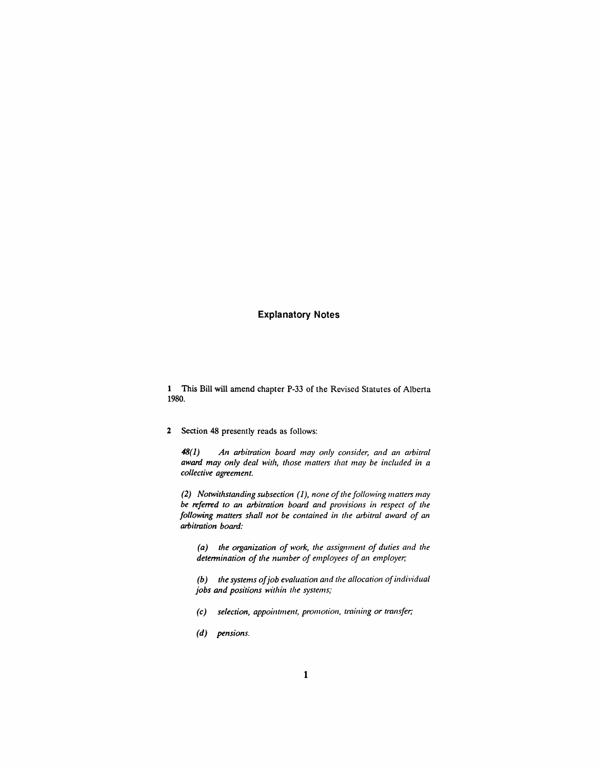## Explanatory Notes

**1** This Bill will amend chapter P-33 of the Revised Statutes of Alberta 1980.

**2** Section 48 presently reads as follows:

> *48(1) An arbitration board may only consider, and an arbitral award may only deal with, those matters that may be included in a collective agreement.*
>
> *(2) Notwithstanding subsection (1), none of the following matters may be referred to an arbitration board and provisions in respect of the following matters shall not be contained in the arbitral award of an arbitration board:*
>
> *(a) the organization of work, the assignment of duties and the determination of the number of employees of an employer;*
>
> *(b) the systems of job evaluation and the allocation of individual jobs and positions within the systems;*
>
> *(c) selection, appointment, promotion, training or transfer;*
>
> *(d) pensions.*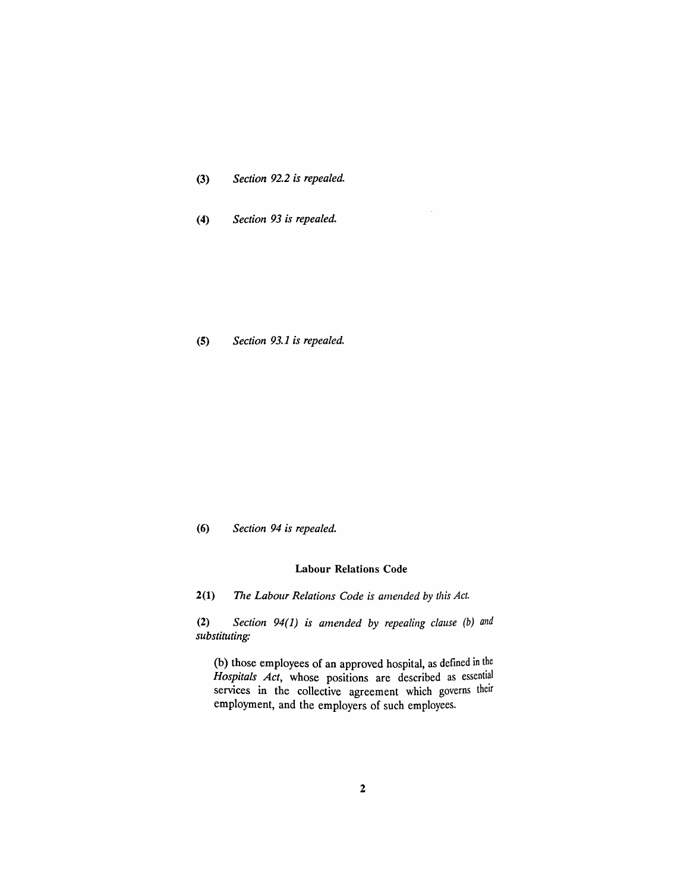**(3)** *Section 92.2 is repealed.*

**(4)** *Section 93 is repealed.*

**(5)** *Section 93.1 is repealed.*

**(6)** *Section 94 is repealed.*

### Labour Relations Code

**2(1)** *The Labour Relations Code is amended by this Act.*

**(2)** *Section 94(1) is amended by repealing clause (b) and substituting:*

> (b) those employees of an approved hospital, as defined in the *Hospitals Act*, whose positions are described as essential services in the collective agreement which governs their employment, and the employers of such employees.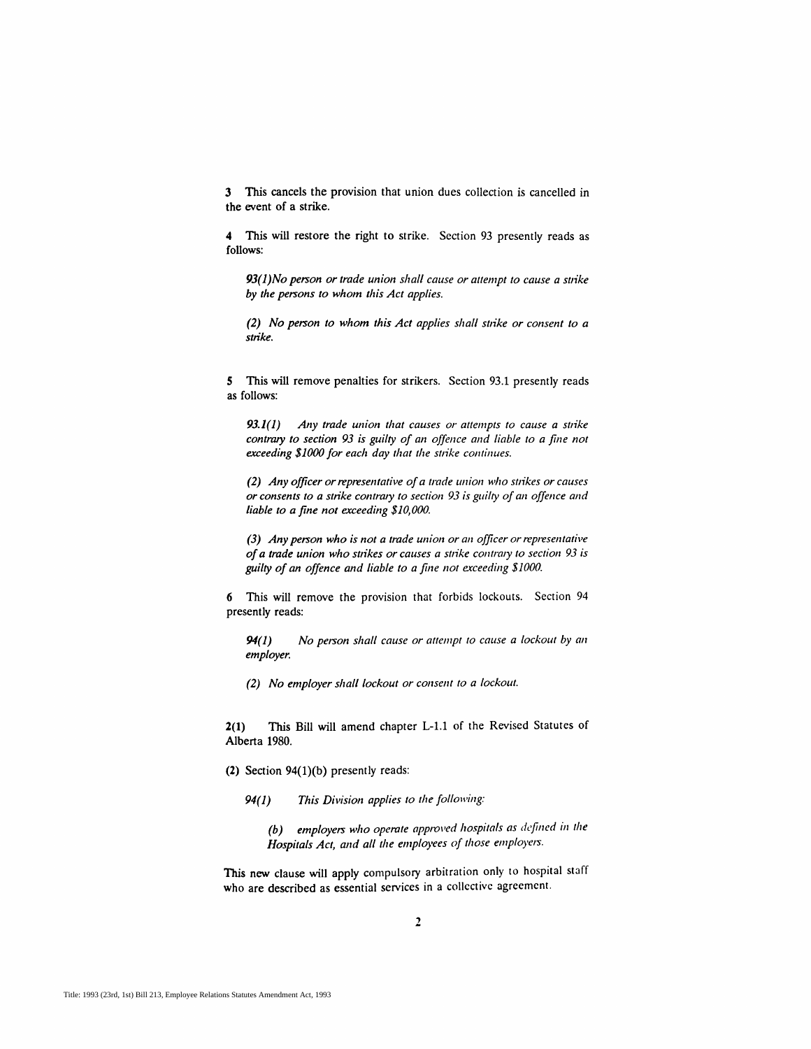**3** This cancels the provision that union dues collection is cancelled in the event of a strike.

**4** This will restore the right to strike. Section 93 presently reads as follows:

> *93(1)No person or trade union shall cause or attempt to cause a strike by the persons to whom this Act applies.*
>
> *(2) No person to whom this Act applies shall strike or consent to a strike.*

**5** This will remove penalties for strikers. Section 93.1 presently reads as follows:

> *93.1(1) Any trade union that causes or attempts to cause a strike contrary to section 93 is guilty of an offence and liable to a fine not exceeding $1000 for each day that the strike continues.*
>
> *(2) Any officer or representative of a trade union who strikes or causes or consents to a strike contrary to section 93 is guilty of an offence and liable to a fine not exceeding $10,000.*
>
> *(3) Any person who is not a trade union or an officer or representative of a trade union who strikes or causes a strike contrary to section 93 is guilty of an offence and liable to a fine not exceeding $1000.*

**6** This will remove the provision that forbids lockouts. Section 94 presently reads:

> *94(1) No person shall cause or attempt to cause a lockout by an employer.*
>
> *(2) No employer shall lockout or consent to a lockout.*

**2(1)** This Bill will amend chapter L-1.1 of the Revised Statutes of Alberta 1980.

**(2)** Section 94(1)(b) presently reads:

> *94(1) This Division applies to the following:*
>
> *(b) employers who operate approved hospitals as defined in the Hospitals Act, and all the employees of those employers.*

This new clause will apply compulsory arbitration only to hospital staff who are described as essential services in a collective agreement.